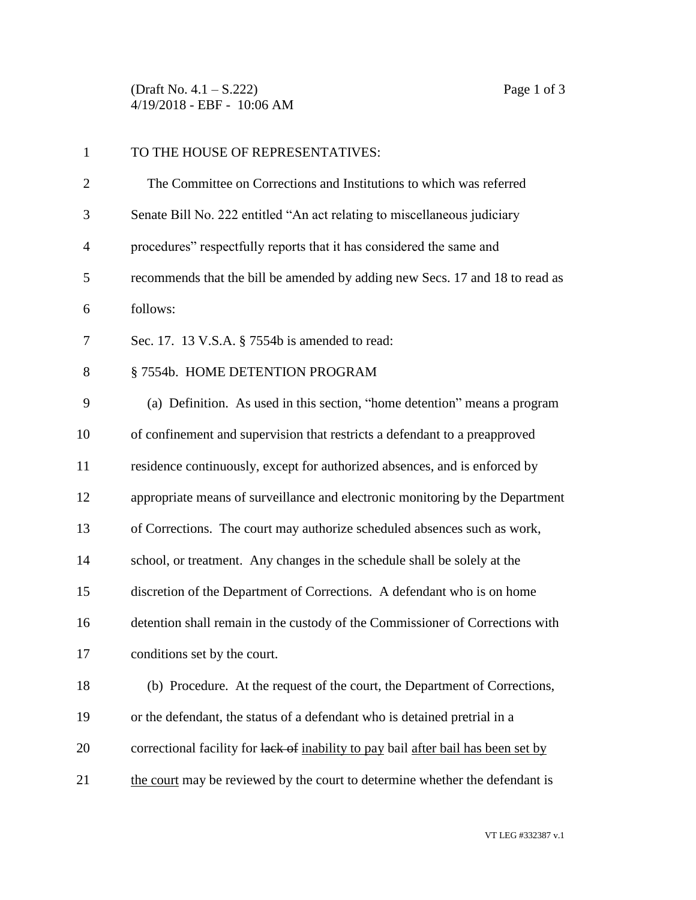(Draft No. 4.1 – S.222)
4/19/2018 - EBF - 10:06 AM

TO THE HOUSE OF REPRESENTATIVES:

The Committee on Corrections and Institutions to which was referred Senate Bill No. 222 entitled "An act relating to miscellaneous judiciary procedures" respectfully reports that it has considered the same and recommends that the bill be amended by adding new Secs. 17 and 18 to read as follows:

Sec. 17. 13 V.S.A. § 7554b is amended to read:

§ 7554b. HOME DETENTION PROGRAM

(a) Definition. As used in this section, "home detention" means a program of confinement and supervision that restricts a defendant to a preapproved residence continuously, except for authorized absences, and is enforced by appropriate means of surveillance and electronic monitoring by the Department of Corrections. The court may authorize scheduled absences such as work, school, or treatment. Any changes in the schedule shall be solely at the discretion of the Department of Corrections. A defendant who is on home detention shall remain in the custody of the Commissioner of Corrections with conditions set by the court.

(b) Procedure. At the request of the court, the Department of Corrections, or the defendant, the status of a defendant who is detained pretrial in a correctional facility for ~~lack of~~ <u>inability to pay</u> bail <u>after bail has been set by the court</u> may be reviewed by the court to determine whether the defendant is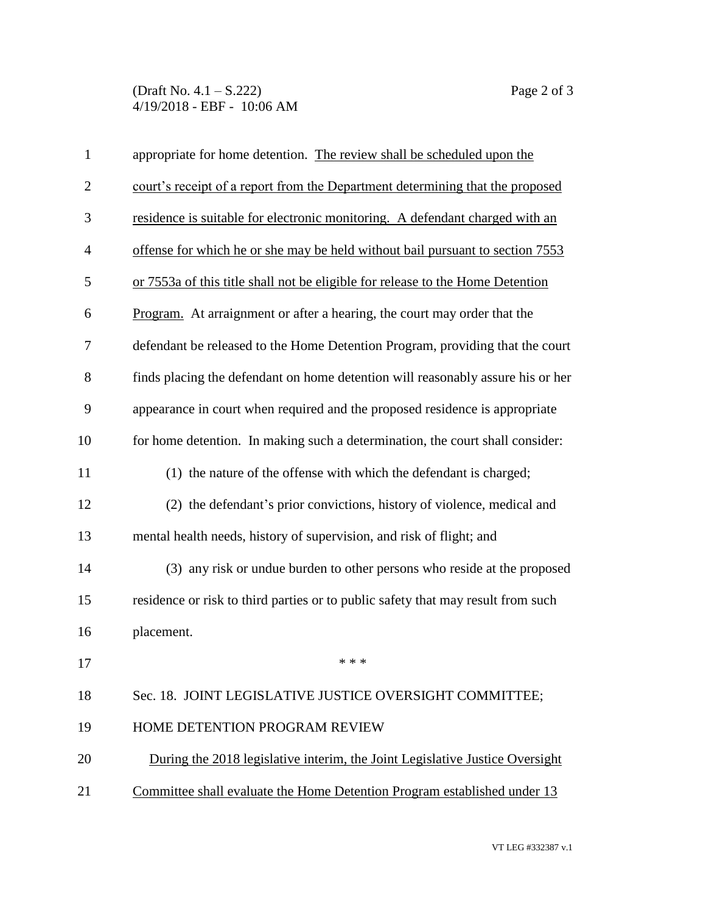appropriate for home detention. The review shall be scheduled upon the court's receipt of a report from the Department determining that the proposed residence is suitable for electronic monitoring. A defendant charged with an offense for which he or she may be held without bail pursuant to section 7553 or 7553a of this title shall not be eligible for release to the Home Detention Program. At arraignment or after a hearing, the court may order that the defendant be released to the Home Detention Program, providing that the court finds placing the defendant on home detention will reasonably assure his or her appearance in court when required and the proposed residence is appropriate for home detention. In making such a determination, the court shall consider:

(1) the nature of the offense with which the defendant is charged;

(2) the defendant's prior convictions, history of violence, medical and mental health needs, history of supervision, and risk of flight; and

(3) any risk or undue burden to other persons who reside at the proposed residence or risk to third parties or to public safety that may result from such placement.

\* \* \*

Sec. 18. JOINT LEGISLATIVE JUSTICE OVERSIGHT COMMITTEE; HOME DETENTION PROGRAM REVIEW

During the 2018 legislative interim, the Joint Legislative Justice Oversight Committee shall evaluate the Home Detention Program established under 13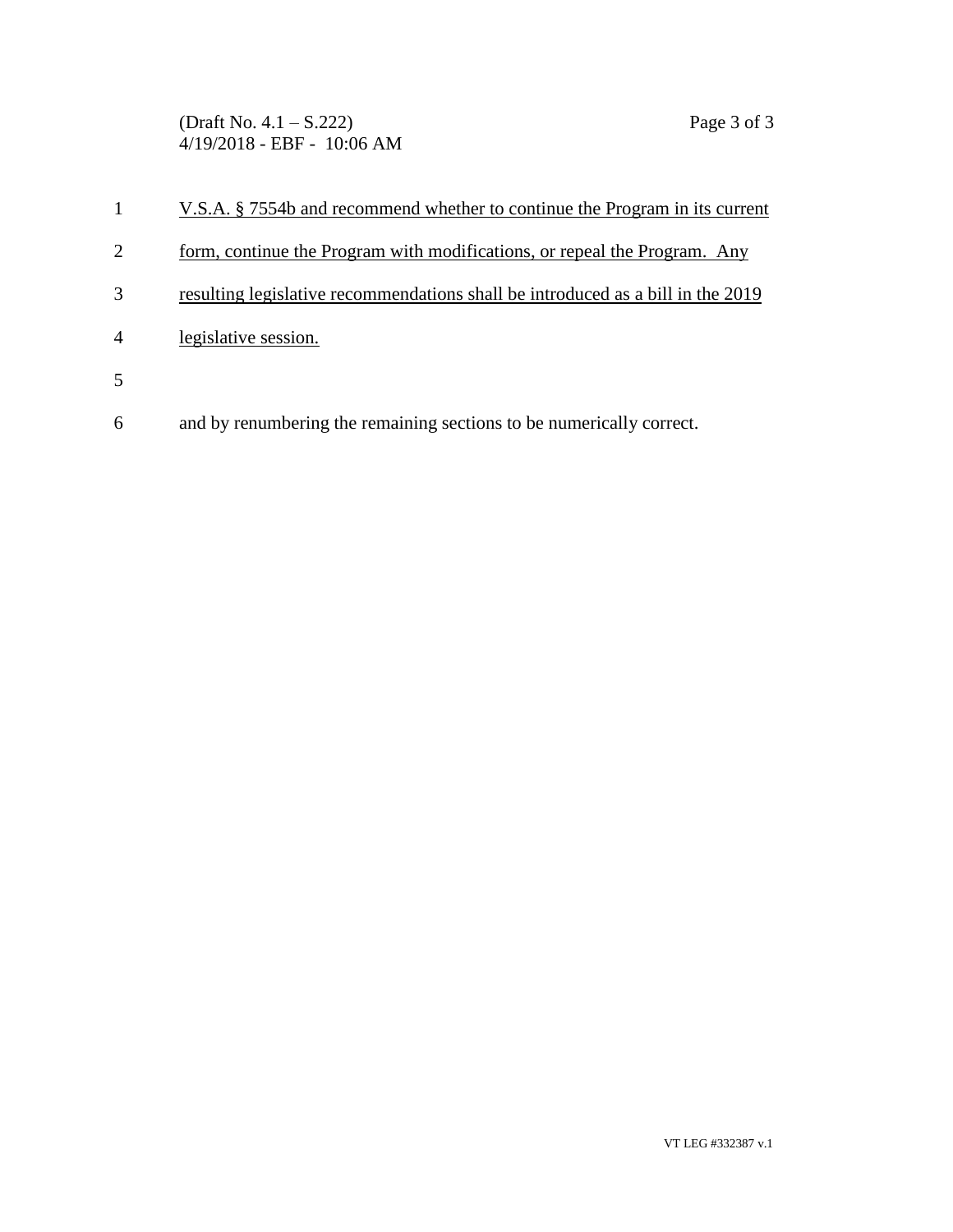V.S.A. § 7554b and recommend whether to continue the Program in its current form, continue the Program with modifications, or repeal the Program. Any resulting legislative recommendations shall be introduced as a bill in the 2019 legislative session.

and by renumbering the remaining sections to be numerically correct.